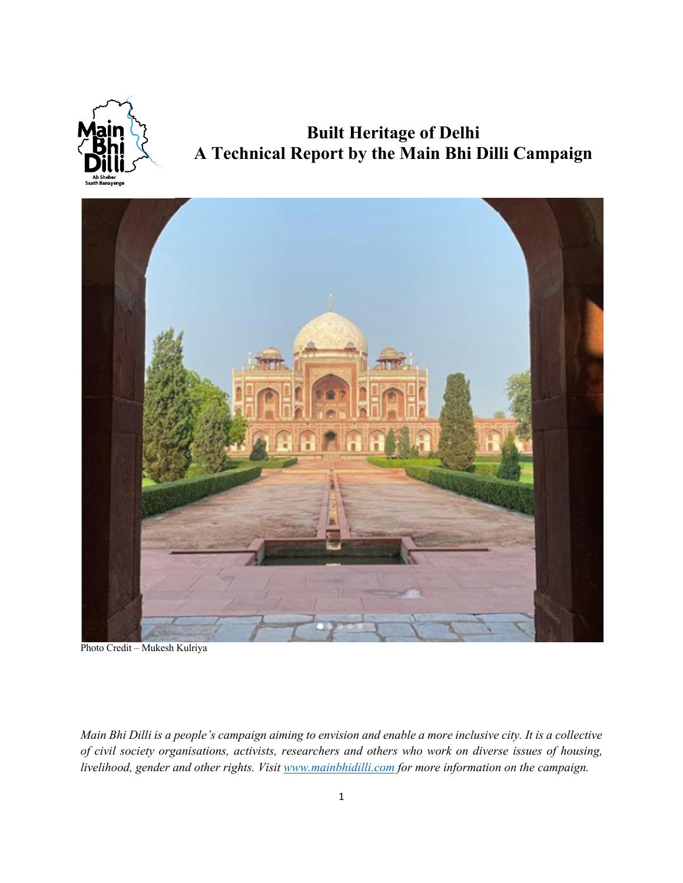# Built Heritage of Delhi
# A Technical Report by the Main Bhi Dilli Campaign

Photo Credit – Mukesh Kulriya

*Main Bhi Dilli is a people's campaign aiming to envision and enable a more inclusive city. It is a collective of civil society organisations, activists, researchers and others who work on diverse issues of housing, livelihood, gender and other rights. Visit [www.mainbhidilli.com](http://www.mainbhidilli.com) for more information on the campaign.*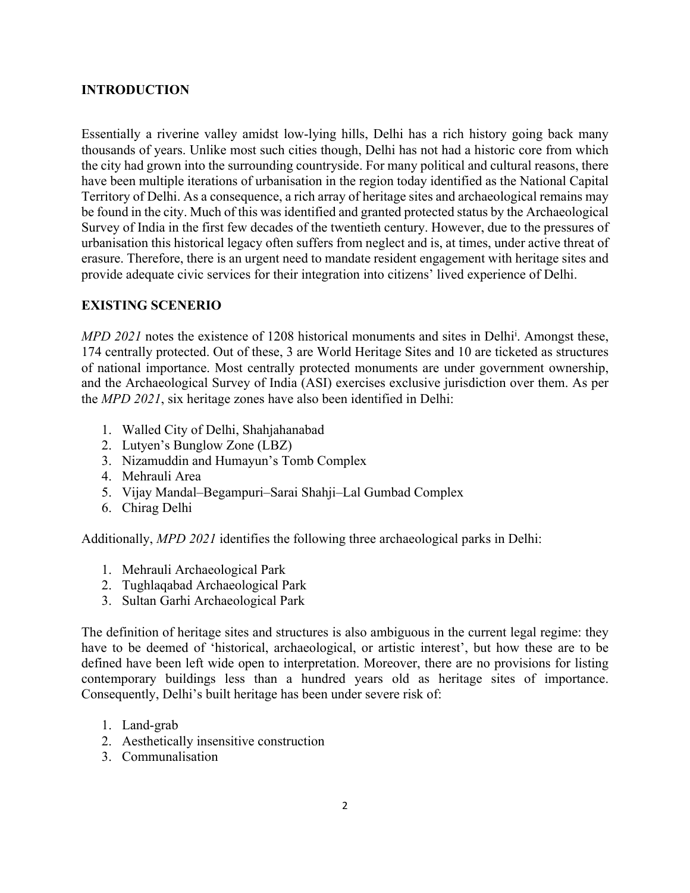## INTRODUCTION

Essentially a riverine valley amidst low-lying hills, Delhi has a rich history going back many thousands of years. Unlike most such cities though, Delhi has not had a historic core from which the city had grown into the surrounding countryside. For many political and cultural reasons, there have been multiple iterations of urbanisation in the region today identified as the National Capital Territory of Delhi. As a consequence, a rich array of heritage sites and archaeological remains may be found in the city. Much of this was identified and granted protected status by the Archaeological Survey of India in the first few decades of the twentieth century. However, due to the pressures of urbanisation this historical legacy often suffers from neglect and is, at times, under active threat of erasure. Therefore, there is an urgent need to mandate resident engagement with heritage sites and provide adequate civic services for their integration into citizens' lived experience of Delhi.

## EXISTING SCENERIO

*MPD 2021* notes the existence of 1208 historical monuments and sites in Delhi[i]. Amongst these, 174 centrally protected. Out of these, 3 are World Heritage Sites and 10 are ticketed as structures of national importance. Most centrally protected monuments are under government ownership, and the Archaeological Survey of India (ASI) exercises exclusive jurisdiction over them. As per the *MPD 2021*, six heritage zones have also been identified in Delhi:

1. Walled City of Delhi, Shahjahanabad
2. Lutyen's Bunglow Zone (LBZ)
3. Nizamuddin and Humayun's Tomb Complex
4. Mehrauli Area
5. Vijay Mandal–Begampuri–Sarai Shahji–Lal Gumbad Complex
6. Chirag Delhi

Additionally, *MPD 2021* identifies the following three archaeological parks in Delhi:

1. Mehrauli Archaeological Park
2. Tughlaqabad Archaeological Park
3. Sultan Garhi Archaeological Park

The definition of heritage sites and structures is also ambiguous in the current legal regime: they have to be deemed of 'historical, archaeological, or artistic interest', but how these are to be defined have been left wide open to interpretation. Moreover, there are no provisions for listing contemporary buildings less than a hundred years old as heritage sites of importance. Consequently, Delhi's built heritage has been under severe risk of:

1. Land-grab
2. Aesthetically insensitive construction
3. Communalisation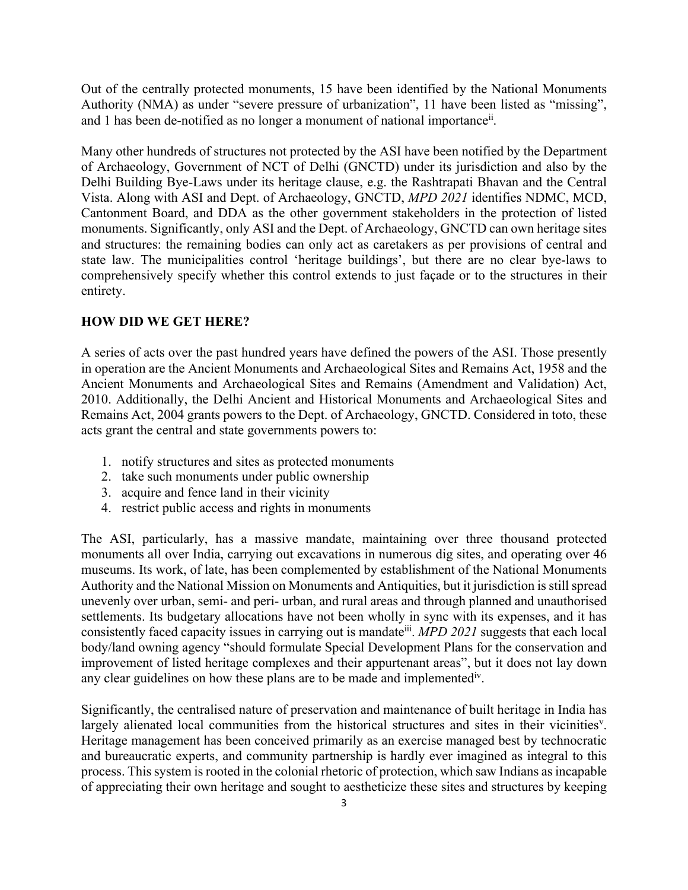Out of the centrally protected monuments, 15 have been identified by the National Monuments Authority (NMA) as under "severe pressure of urbanization", 11 have been listed as "missing", and 1 has been de-notified as no longer a monument of national importance[ii].

Many other hundreds of structures not protected by the ASI have been notified by the Department of Archaeology, Government of NCT of Delhi (GNCTD) under its jurisdiction and also by the Delhi Building Bye-Laws under its heritage clause, e.g. the Rashtrapati Bhavan and the Central Vista. Along with ASI and Dept. of Archaeology, GNCTD, *MPD 2021* identifies NDMC, MCD, Cantonment Board, and DDA as the other government stakeholders in the protection of listed monuments. Significantly, only ASI and the Dept. of Archaeology, GNCTD can own heritage sites and structures: the remaining bodies can only act as caretakers as per provisions of central and state law. The municipalities control 'heritage buildings', but there are no clear bye-laws to comprehensively specify whether this control extends to just façade or to the structures in their entirety.

## HOW DID WE GET HERE?

A series of acts over the past hundred years have defined the powers of the ASI. Those presently in operation are the Ancient Monuments and Archaeological Sites and Remains Act, 1958 and the Ancient Monuments and Archaeological Sites and Remains (Amendment and Validation) Act, 2010. Additionally, the Delhi Ancient and Historical Monuments and Archaeological Sites and Remains Act, 2004 grants powers to the Dept. of Archaeology, GNCTD. Considered in toto, these acts grant the central and state governments powers to:

1. notify structures and sites as protected monuments
2. take such monuments under public ownership
3. acquire and fence land in their vicinity
4. restrict public access and rights in monuments

The ASI, particularly, has a massive mandate, maintaining over three thousand protected monuments all over India, carrying out excavations in numerous dig sites, and operating over 46 museums. Its work, of late, has been complemented by establishment of the National Monuments Authority and the National Mission on Monuments and Antiquities, but it jurisdiction is still spread unevenly over urban, semi- and peri- urban, and rural areas and through planned and unauthorised settlements. Its budgetary allocations have not been wholly in sync with its expenses, and it has consistently faced capacity issues in carrying out is mandate[iii]. *MPD 2021* suggests that each local body/land owning agency "should formulate Special Development Plans for the conservation and improvement of listed heritage complexes and their appurtenant areas", but it does not lay down any clear guidelines on how these plans are to be made and implemented[iv].

Significantly, the centralised nature of preservation and maintenance of built heritage in India has largely alienated local communities from the historical structures and sites in their vicinities[v]. Heritage management has been conceived primarily as an exercise managed best by technocratic and bureaucratic experts, and community partnership is hardly ever imagined as integral to this process. This system is rooted in the colonial rhetoric of protection, which saw Indians as incapable of appreciating their own heritage and sought to aestheticize these sites and structures by keeping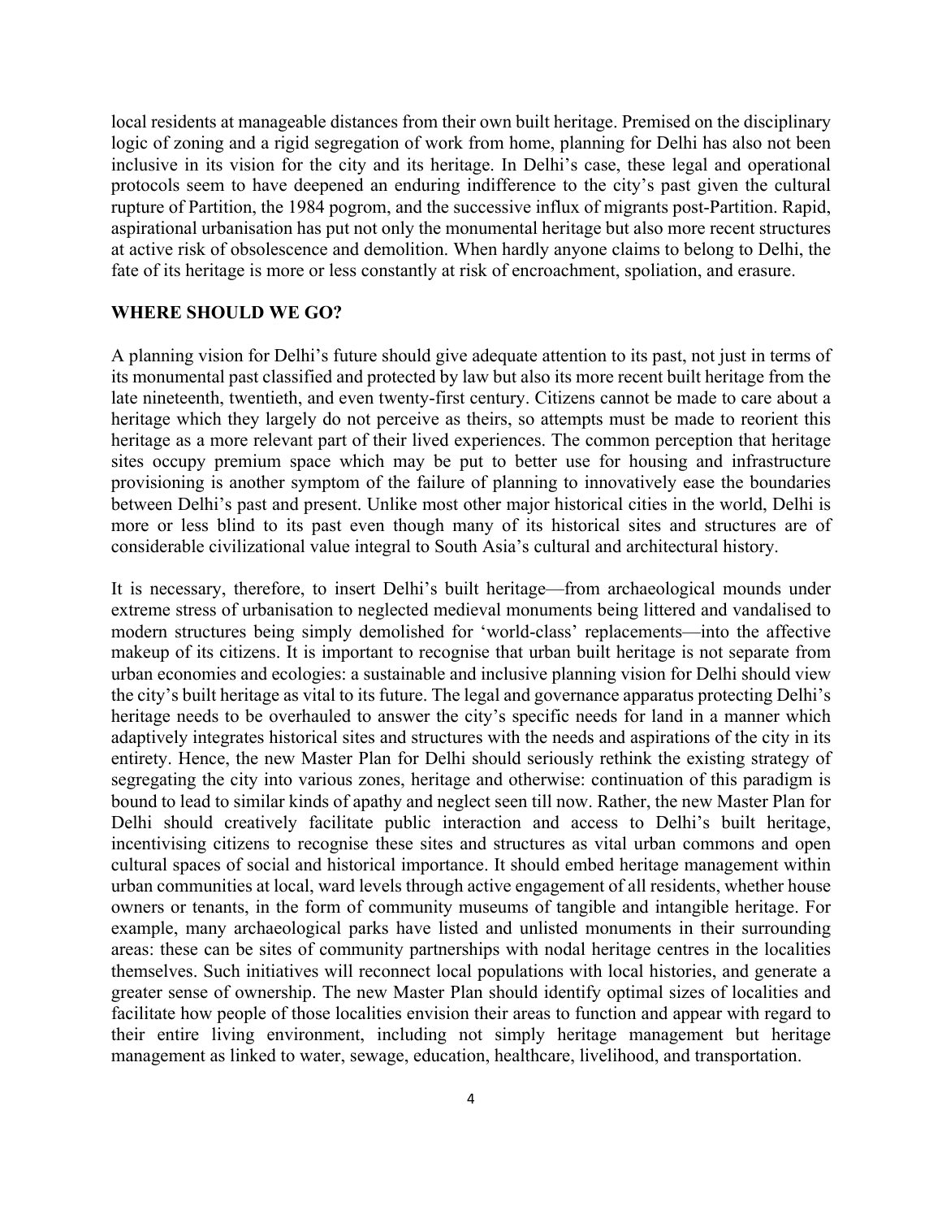local residents at manageable distances from their own built heritage. Premised on the disciplinary logic of zoning and a rigid segregation of work from home, planning for Delhi has also not been inclusive in its vision for the city and its heritage. In Delhi's case, these legal and operational protocols seem to have deepened an enduring indifference to the city's past given the cultural rupture of Partition, the 1984 pogrom, and the successive influx of migrants post-Partition. Rapid, aspirational urbanisation has put not only the monumental heritage but also more recent structures at active risk of obsolescence and demolition. When hardly anyone claims to belong to Delhi, the fate of its heritage is more or less constantly at risk of encroachment, spoliation, and erasure.

## WHERE SHOULD WE GO?

A planning vision for Delhi's future should give adequate attention to its past, not just in terms of its monumental past classified and protected by law but also its more recent built heritage from the late nineteenth, twentieth, and even twenty-first century. Citizens cannot be made to care about a heritage which they largely do not perceive as theirs, so attempts must be made to reorient this heritage as a more relevant part of their lived experiences. The common perception that heritage sites occupy premium space which may be put to better use for housing and infrastructure provisioning is another symptom of the failure of planning to innovatively ease the boundaries between Delhi's past and present. Unlike most other major historical cities in the world, Delhi is more or less blind to its past even though many of its historical sites and structures are of considerable civilizational value integral to South Asia's cultural and architectural history.

It is necessary, therefore, to insert Delhi's built heritage—from archaeological mounds under extreme stress of urbanisation to neglected medieval monuments being littered and vandalised to modern structures being simply demolished for 'world-class' replacements—into the affective makeup of its citizens. It is important to recognise that urban built heritage is not separate from urban economies and ecologies: a sustainable and inclusive planning vision for Delhi should view the city's built heritage as vital to its future. The legal and governance apparatus protecting Delhi's heritage needs to be overhauled to answer the city's specific needs for land in a manner which adaptively integrates historical sites and structures with the needs and aspirations of the city in its entirety. Hence, the new Master Plan for Delhi should seriously rethink the existing strategy of segregating the city into various zones, heritage and otherwise: continuation of this paradigm is bound to lead to similar kinds of apathy and neglect seen till now. Rather, the new Master Plan for Delhi should creatively facilitate public interaction and access to Delhi's built heritage, incentivising citizens to recognise these sites and structures as vital urban commons and open cultural spaces of social and historical importance. It should embed heritage management within urban communities at local, ward levels through active engagement of all residents, whether house owners or tenants, in the form of community museums of tangible and intangible heritage. For example, many archaeological parks have listed and unlisted monuments in their surrounding areas: these can be sites of community partnerships with nodal heritage centres in the localities themselves. Such initiatives will reconnect local populations with local histories, and generate a greater sense of ownership. The new Master Plan should identify optimal sizes of localities and facilitate how people of those localities envision their areas to function and appear with regard to their entire living environment, including not simply heritage management but heritage management as linked to water, sewage, education, healthcare, livelihood, and transportation.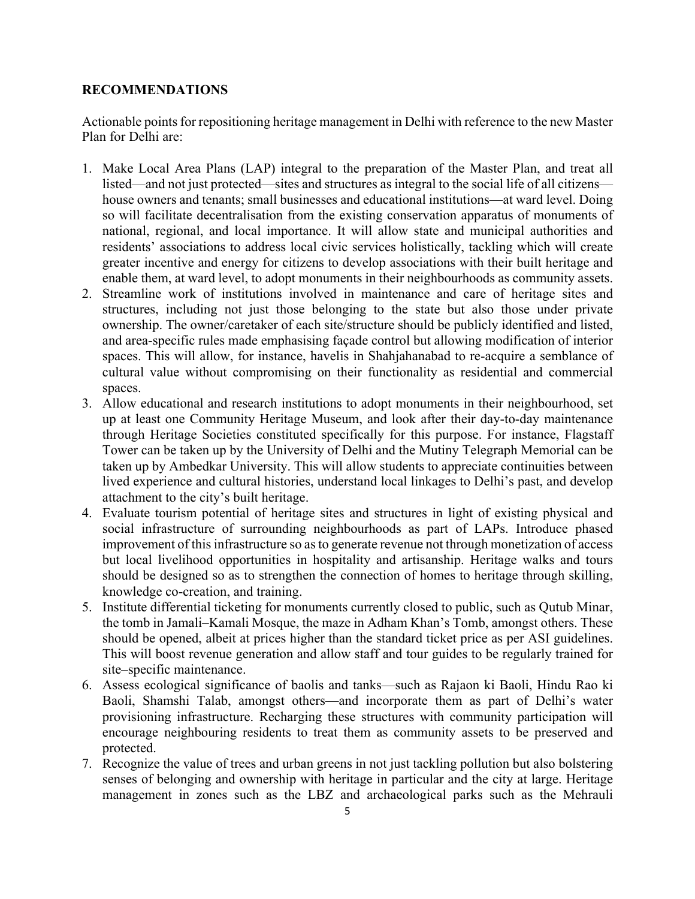**RECOMMENDATIONS**

Actionable points for repositioning heritage management in Delhi with reference to the new Master Plan for Delhi are:

1. Make Local Area Plans (LAP) integral to the preparation of the Master Plan, and treat all listed—and not just protected—sites and structures as integral to the social life of all citizens—house owners and tenants; small businesses and educational institutions—at ward level. Doing so will facilitate decentralisation from the existing conservation apparatus of monuments of national, regional, and local importance. It will allow state and municipal authorities and residents' associations to address local civic services holistically, tackling which will create greater incentive and energy for citizens to develop associations with their built heritage and enable them, at ward level, to adopt monuments in their neighbourhoods as community assets.
2. Streamline work of institutions involved in maintenance and care of heritage sites and structures, including not just those belonging to the state but also those under private ownership. The owner/caretaker of each site/structure should be publicly identified and listed, and area-specific rules made emphasising façade control but allowing modification of interior spaces. This will allow, for instance, havelis in Shahjahanabad to re-acquire a semblance of cultural value without compromising on their functionality as residential and commercial spaces.
3. Allow educational and research institutions to adopt monuments in their neighbourhood, set up at least one Community Heritage Museum, and look after their day-to-day maintenance through Heritage Societies constituted specifically for this purpose. For instance, Flagstaff Tower can be taken up by the University of Delhi and the Mutiny Telegraph Memorial can be taken up by Ambedkar University. This will allow students to appreciate continuities between lived experience and cultural histories, understand local linkages to Delhi's past, and develop attachment to the city's built heritage.
4. Evaluate tourism potential of heritage sites and structures in light of existing physical and social infrastructure of surrounding neighbourhoods as part of LAPs. Introduce phased improvement of this infrastructure so as to generate revenue not through monetization of access but local livelihood opportunities in hospitality and artisanship. Heritage walks and tours should be designed so as to strengthen the connection of homes to heritage through skilling, knowledge co-creation, and training.
5. Institute differential ticketing for monuments currently closed to public, such as Qutub Minar, the tomb in Jamali–Kamali Mosque, the maze in Adham Khan's Tomb, amongst others. These should be opened, albeit at prices higher than the standard ticket price as per ASI guidelines. This will boost revenue generation and allow staff and tour guides to be regularly trained for site–specific maintenance.
6. Assess ecological significance of baolis and tanks—such as Rajaon ki Baoli, Hindu Rao ki Baoli, Shamshi Talab, amongst others—and incorporate them as part of Delhi's water provisioning infrastructure. Recharging these structures with community participation will encourage neighbouring residents to treat them as community assets to be preserved and protected.
7. Recognize the value of trees and urban greens in not just tackling pollution but also bolstering senses of belonging and ownership with heritage in particular and the city at large. Heritage management in zones such as the LBZ and archaeological parks such as the Mehrauli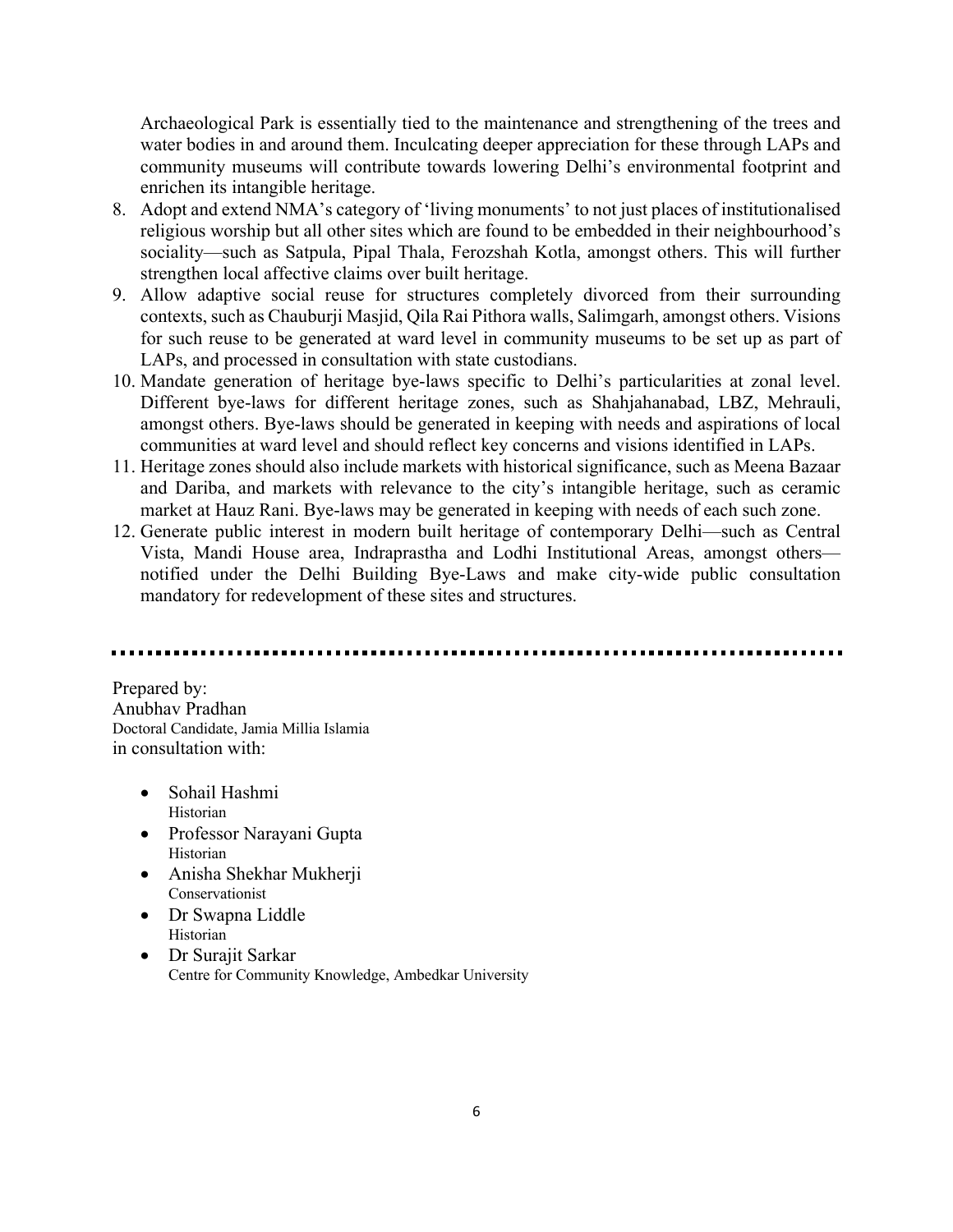Archaeological Park is essentially tied to the maintenance and strengthening of the trees and water bodies in and around them. Inculcating deeper appreciation for these through LAPs and community museums will contribute towards lowering Delhi's environmental footprint and enrichen its intangible heritage.

8. Adopt and extend NMA's category of 'living monuments' to not just places of institutionalised religious worship but all other sites which are found to be embedded in their neighbourhood's sociality—such as Satpula, Pipal Thala, Ferozshah Kotla, amongst others. This will further strengthen local affective claims over built heritage.
9. Allow adaptive social reuse for structures completely divorced from their surrounding contexts, such as Chauburji Masjid, Qila Rai Pithora walls, Salimgarh, amongst others. Visions for such reuse to be generated at ward level in community museums to be set up as part of LAPs, and processed in consultation with state custodians.
10. Mandate generation of heritage bye-laws specific to Delhi's particularities at zonal level. Different bye-laws for different heritage zones, such as Shahjahanabad, LBZ, Mehrauli, amongst others. Bye-laws should be generated in keeping with needs and aspirations of local communities at ward level and should reflect key concerns and visions identified in LAPs.
11. Heritage zones should also include markets with historical significance, such as Meena Bazaar and Dariba, and markets with relevance to the city's intangible heritage, such as ceramic market at Hauz Rani. Bye-laws may be generated in keeping with needs of each such zone.
12. Generate public interest in modern built heritage of contemporary Delhi—such as Central Vista, Mandi House area, Indraprastha and Lodhi Institutional Areas, amongst others—notified under the Delhi Building Bye-Laws and make city-wide public consultation mandatory for redevelopment of these sites and structures.

---

Prepared by:
Anubhav Pradhan
Doctoral Candidate, Jamia Millia Islamia
in consultation with:

- Sohail Hashmi
  Historian
- Professor Narayani Gupta
  Historian
- Anisha Shekhar Mukherji
  Conservationist
- Dr Swapna Liddle
  Historian
- Dr Surajit Sarkar
  Centre for Community Knowledge, Ambedkar University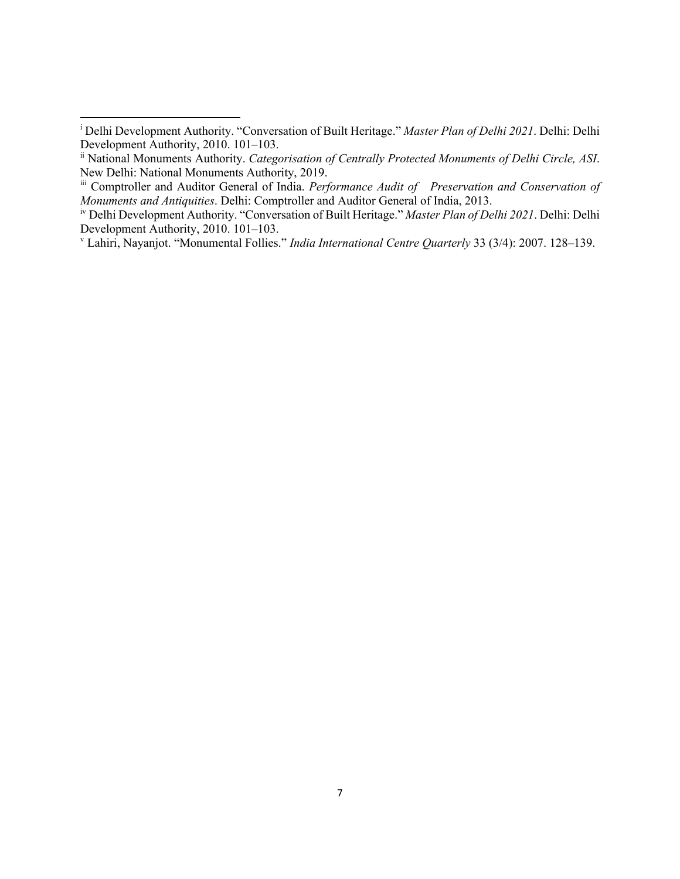[i] Delhi Development Authority. "Conversation of Built Heritage." *Master Plan of Delhi 2021*. Delhi: Delhi Development Authority, 2010. 101–103.

[ii] National Monuments Authority. *Categorisation of Centrally Protected Monuments of Delhi Circle, ASI*. New Delhi: National Monuments Authority, 2019.

[iii] Comptroller and Auditor General of India. *Performance Audit of Preservation and Conservation of Monuments and Antiquities*. Delhi: Comptroller and Auditor General of India, 2013.

[iv] Delhi Development Authority. "Conversation of Built Heritage." *Master Plan of Delhi 2021*. Delhi: Delhi Development Authority, 2010. 101–103.

[v] Lahiri, Nayanjot. "Monumental Follies." *India International Centre Quarterly* 33 (3/4): 2007. 128–139.